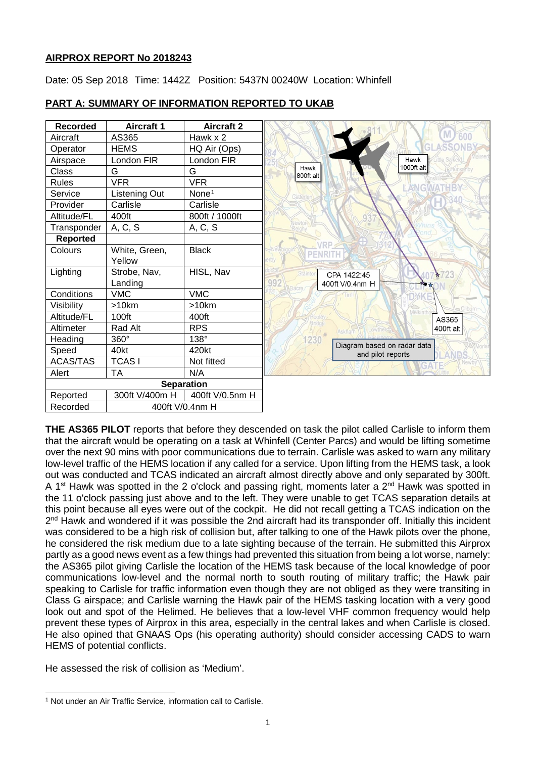**AIRPROX REPORT No 2018243**

Date: 05 Sep 2018 Time: 1442Z Position: 5437N 00240W Location: Whinfell

## PART A: SUMMARY OF INFORMATION REPORTED TO UKAB

| Recorded | Aircraft 1 | Aircraft 2 |
|---|---|---|
| Aircraft | AS365 | Hawk x 2 |
| Operator | HEMS | HQ Air (Ops) |
| Airspace | London FIR | London FIR |
| Class | G | G |
| Rules | VFR | VFR |
| Service | Listening Out | None[1] |
| Provider | Carlisle | Carlisle |
| Altitude/FL | 400ft | 800ft / 1000ft |
| Transponder | A, C, S | A, C, S |
| **Reported** | | |
| Colours | White, Green, Yellow | Black |
| Lighting | Strobe, Nav, Landing | HISL, Nav |
| Conditions | VMC | VMC |
| Visibility | >10km | >10km |
| Altitude/FL | 100ft | 400ft |
| Altimeter | Rad Alt | RPS |
| Heading | 360° | 138° |
| Speed | 40kt | 420kt |
| ACAS/TAS | TCAS I | Not fitted |
| Alert | TA | N/A |
| **Separation** | | |
| Reported | 300ft V/400m H | 400ft V/0.5nm H |
| Recorded | 400ft V/0.4nm H | |

Hawk 800ft alt

Hawk 1000ft alt

CPA 1422:45 400ft V/0.4nm H

AS365 400ft alt

Diagram based on radar data and pilot reports

**THE AS365 PILOT** reports that before they descended on task the pilot called Carlisle to inform them that the aircraft would be operating on a task at Whinfell (Center Parcs) and would be lifting sometime over the next 90 mins with poor communications due to terrain. Carlisle was asked to warn any military low-level traffic of the HEMS location if any called for a service. Upon lifting from the HEMS task, a look out was conducted and TCAS indicated an aircraft almost directly above and only separated by 300ft. A 1st Hawk was spotted in the 2 o'clock and passing right, moments later a 2nd Hawk was spotted in the 11 o'clock passing just above and to the left. They were unable to get TCAS separation details at this point because all eyes were out of the cockpit. He did not recall getting a TCAS indication on the 2nd Hawk and wondered if it was possible the 2nd aircraft had its transponder off. Initially this incident was considered to be a high risk of collision but, after talking to one of the Hawk pilots over the phone, he considered the risk medium due to a late sighting because of the terrain. He submitted this Airprox partly as a good news event as a few things had prevented this situation from being a lot worse, namely: the AS365 pilot giving Carlisle the location of the HEMS task because of the local knowledge of poor communications low-level and the normal north to south routing of military traffic; the Hawk pair speaking to Carlisle for traffic information even though they are not obliged as they were transiting in Class G airspace; and Carlisle warning the Hawk pair of the HEMS tasking location with a very good look out and spot of the Helimed. He believes that a low-level VHF common frequency would help prevent these types of Airprox in this area, especially in the central lakes and when Carlisle is closed. He also opined that GNAAS Ops (his operating authority) should consider accessing CADS to warn HEMS of potential conflicts.

He assessed the risk of collision as 'Medium'.

[1] Not under an Air Traffic Service, information call to Carlisle.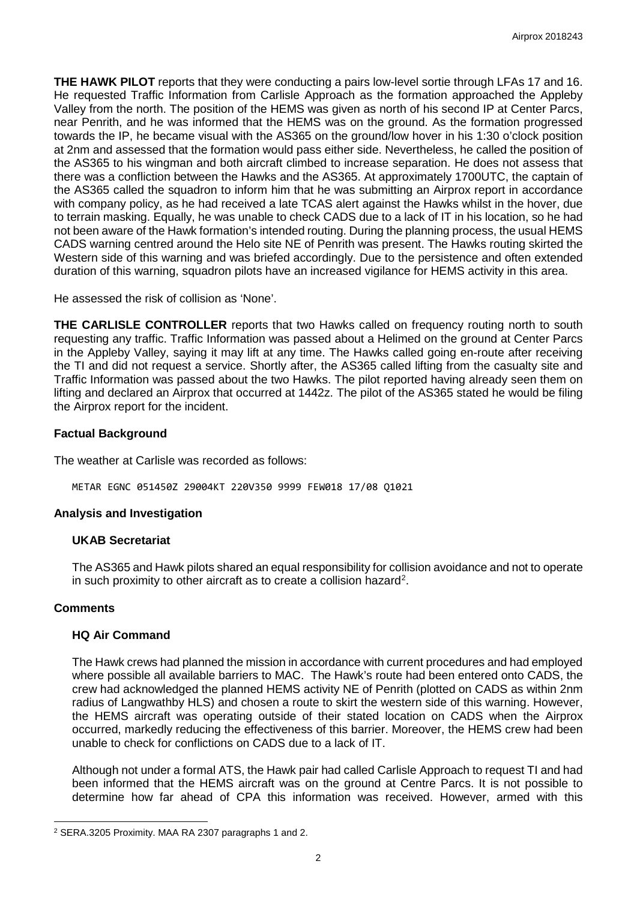**THE HAWK PILOT** reports that they were conducting a pairs low-level sortie through LFAs 17 and 16. He requested Traffic Information from Carlisle Approach as the formation approached the Appleby Valley from the north. The position of the HEMS was given as north of his second IP at Center Parcs, near Penrith, and he was informed that the HEMS was on the ground. As the formation progressed towards the IP, he became visual with the AS365 on the ground/low hover in his 1:30 o'clock position at 2nm and assessed that the formation would pass either side. Nevertheless, he called the position of the AS365 to his wingman and both aircraft climbed to increase separation. He does not assess that there was a confliction between the Hawks and the AS365. At approximately 1700UTC, the captain of the AS365 called the squadron to inform him that he was submitting an Airprox report in accordance with company policy, as he had received a late TCAS alert against the Hawks whilst in the hover, due to terrain masking. Equally, he was unable to check CADS due to a lack of IT in his location, so he had not been aware of the Hawk formation's intended routing. During the planning process, the usual HEMS CADS warning centred around the Helo site NE of Penrith was present. The Hawks routing skirted the Western side of this warning and was briefed accordingly. Due to the persistence and often extended duration of this warning, squadron pilots have an increased vigilance for HEMS activity in this area.

He assessed the risk of collision as 'None'.

**THE CARLISLE CONTROLLER** reports that two Hawks called on frequency routing north to south requesting any traffic. Traffic Information was passed about a Helimed on the ground at Center Parcs in the Appleby Valley, saying it may lift at any time. The Hawks called going en-route after receiving the TI and did not request a service. Shortly after, the AS365 called lifting from the casualty site and Traffic Information was passed about the two Hawks. The pilot reported having already seen them on lifting and declared an Airprox that occurred at 1442z. The pilot of the AS365 stated he would be filing the Airprox report for the incident.

## Factual Background

The weather at Carlisle was recorded as follows:

```
METAR EGNC 051450Z 29004KT 220V350 9999 FEW018 17/08 Q1021
```

## Analysis and Investigation

### UKAB Secretariat

The AS365 and Hawk pilots shared an equal responsibility for collision avoidance and not to operate in such proximity to other aircraft as to create a collision hazard[2].

## Comments

### HQ Air Command

The Hawk crews had planned the mission in accordance with current procedures and had employed where possible all available barriers to MAC. The Hawk's route had been entered onto CADS, the crew had acknowledged the planned HEMS activity NE of Penrith (plotted on CADS as within 2nm radius of Langwathby HLS) and chosen a route to skirt the western side of this warning. However, the HEMS aircraft was operating outside of their stated location on CADS when the Airprox occurred, markedly reducing the effectiveness of this barrier. Moreover, the HEMS crew had been unable to check for conflictions on CADS due to a lack of IT.

Although not under a formal ATS, the Hawk pair had called Carlisle Approach to request TI and had been informed that the HEMS aircraft was on the ground at Centre Parcs. It is not possible to determine how far ahead of CPA this information was received. However, armed with this

[2] SERA.3205 Proximity. MAA RA 2307 paragraphs 1 and 2.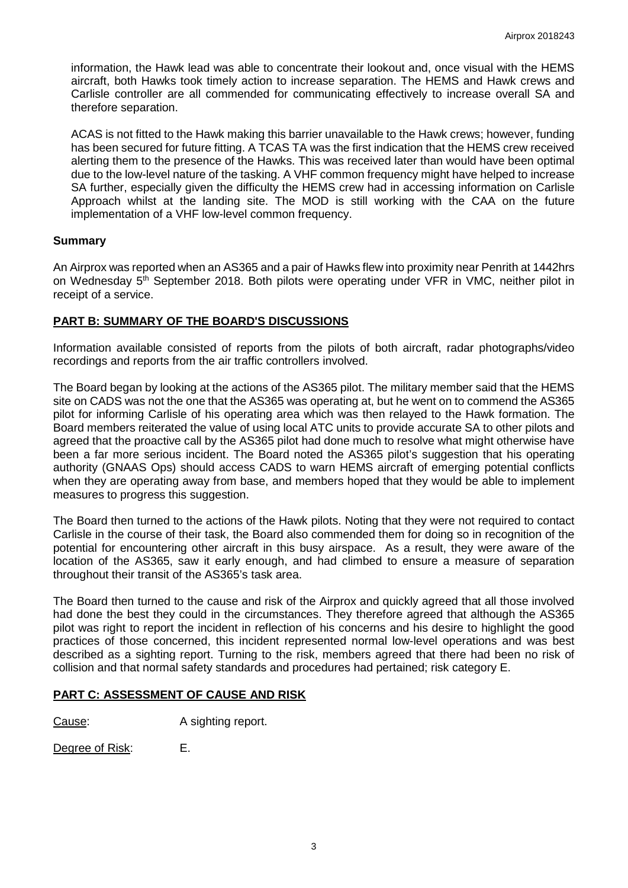information, the Hawk lead was able to concentrate their lookout and, once visual with the HEMS aircraft, both Hawks took timely action to increase separation. The HEMS and Hawk crews and Carlisle controller are all commended for communicating effectively to increase overall SA and therefore separation.

ACAS is not fitted to the Hawk making this barrier unavailable to the Hawk crews; however, funding has been secured for future fitting. A TCAS TA was the first indication that the HEMS crew received alerting them to the presence of the Hawks. This was received later than would have been optimal due to the low-level nature of the tasking. A VHF common frequency might have helped to increase SA further, especially given the difficulty the HEMS crew had in accessing information on Carlisle Approach whilst at the landing site. The MOD is still working with the CAA on the future implementation of a VHF low-level common frequency.

## Summary

An Airprox was reported when an AS365 and a pair of Hawks flew into proximity near Penrith at 1442hrs on Wednesday 5th September 2018. Both pilots were operating under VFR in VMC, neither pilot in receipt of a service.

## PART B: SUMMARY OF THE BOARD'S DISCUSSIONS

Information available consisted of reports from the pilots of both aircraft, radar photographs/video recordings and reports from the air traffic controllers involved.

The Board began by looking at the actions of the AS365 pilot. The military member said that the HEMS site on CADS was not the one that the AS365 was operating at, but he went on to commend the AS365 pilot for informing Carlisle of his operating area which was then relayed to the Hawk formation. The Board members reiterated the value of using local ATC units to provide accurate SA to other pilots and agreed that the proactive call by the AS365 pilot had done much to resolve what might otherwise have been a far more serious incident. The Board noted the AS365 pilot's suggestion that his operating authority (GNAAS Ops) should access CADS to warn HEMS aircraft of emerging potential conflicts when they are operating away from base, and members hoped that they would be able to implement measures to progress this suggestion.

The Board then turned to the actions of the Hawk pilots. Noting that they were not required to contact Carlisle in the course of their task, the Board also commended them for doing so in recognition of the potential for encountering other aircraft in this busy airspace. As a result, they were aware of the location of the AS365, saw it early enough, and had climbed to ensure a measure of separation throughout their transit of the AS365's task area.

The Board then turned to the cause and risk of the Airprox and quickly agreed that all those involved had done the best they could in the circumstances. They therefore agreed that although the AS365 pilot was right to report the incident in reflection of his concerns and his desire to highlight the good practices of those concerned, this incident represented normal low-level operations and was best described as a sighting report. Turning to the risk, members agreed that there had been no risk of collision and that normal safety standards and procedures had pertained; risk category E.

## PART C: ASSESSMENT OF CAUSE AND RISK

Cause: A sighting report.

Degree of Risk: E.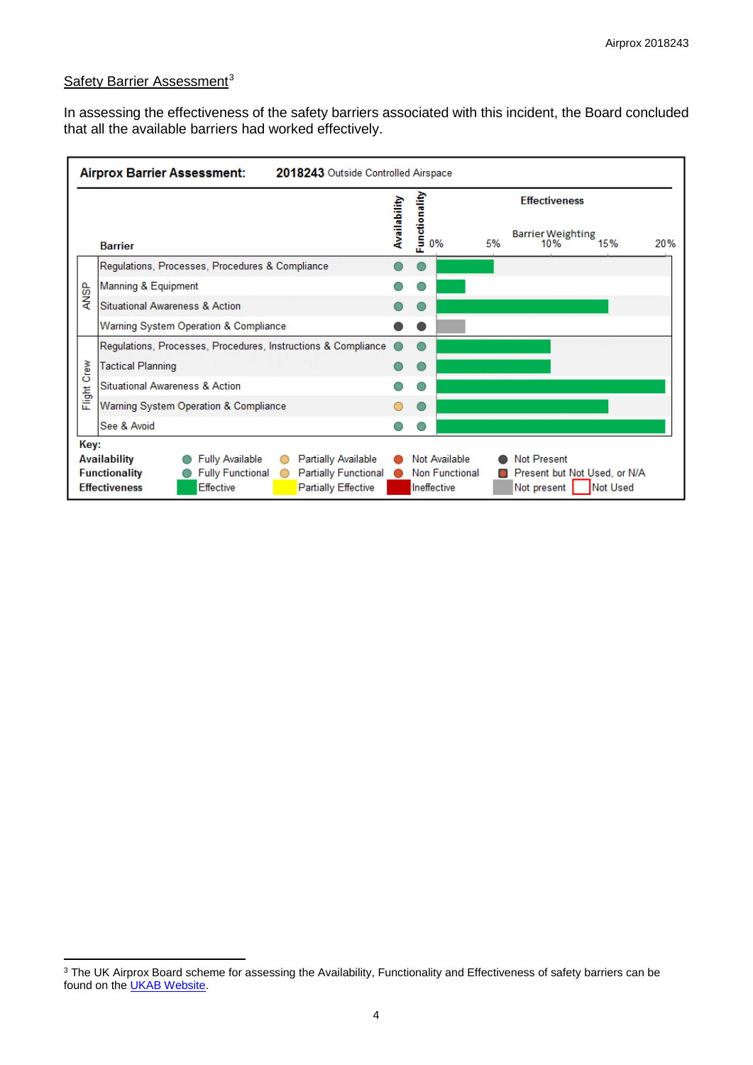## Safety Barrier Assessment[3]

In assessing the effectiveness of the safety barriers associated with this incident, the Board concluded that all the available barriers had worked effectively.

**Airprox Barrier Assessment:** **2018243** Outside Controlled Airspace

Barrier

Availability

Functionality

Effectiveness

Barrier Weighting

0%
5%
10%
15%
20%

ANSP

Regulations, Processes, Procedures & Compliance

Manning & Equipment

Situational Awareness & Action

Warning System Operation & Compliance

Flight Crew

Regulations, Processes, Procedures, Instructions & Compliance

Tactical Planning

Situational Awareness & Action

Warning System Operation & Compliance

See & Avoid

**Key:**

**Availability** Fully Available, Partially Available, Not Available, Not Present

**Functionality** Fully Functional, Partially Functional, Non Functional, Present but Not Used, or N/A

**Effectiveness** Effective, Partially Effective, Ineffective, Not present, Not Used

---

[3] The UK Airprox Board scheme for assessing the Availability, Functionality and Effectiveness of safety barriers can be found on the UKAB Website.